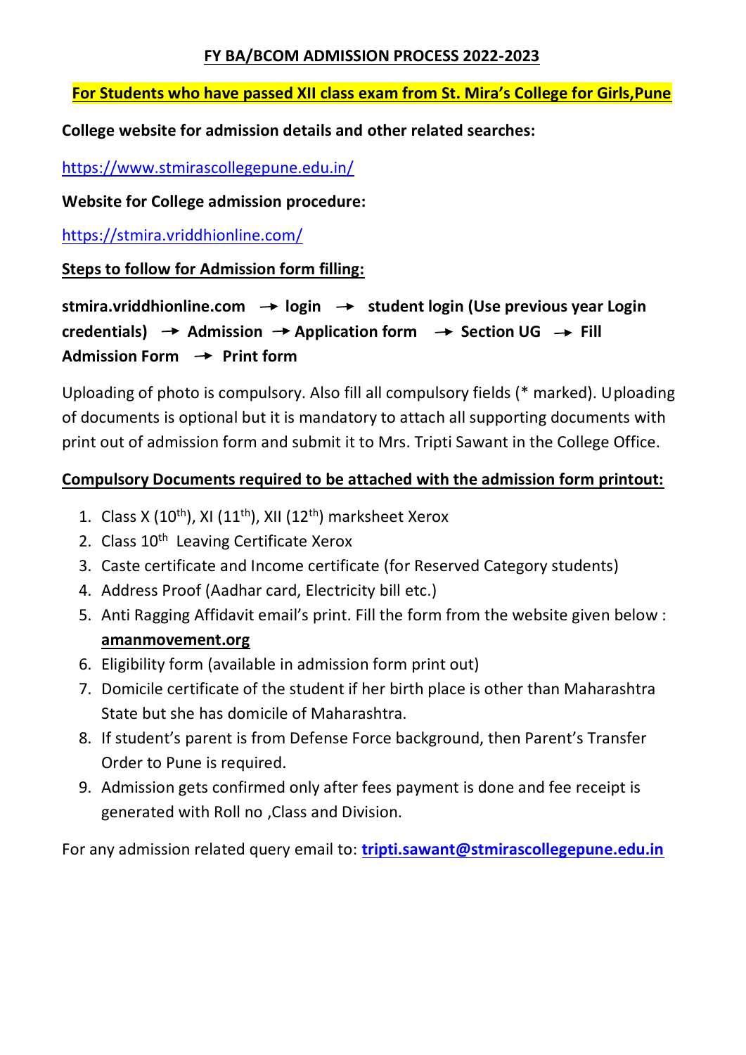# FY BA/BCOM ADMISSION PROCESS 2022-2023

**For Students who have passed XII class exam from St. Mira's College for Girls,Pune**

**College website for admission details and other related searches:**

https://www.stmirascollegepune.edu.in/

**Website for College admission procedure:**

https://stmira.vriddhionline.com/

**Steps to follow for Admission form filling:**

**stmira.vriddhionline.com → login → student login (Use previous year Login credentials) → Admission → Application form → Section UG → Fill Admission Form → Print form**

Uploading of photo is compulsory. Also fill all compulsory fields (* marked). Uploading of documents is optional but it is mandatory to attach all supporting documents with print out of admission form and submit it to Mrs. Tripti Sawant in the College Office.

**Compulsory Documents required to be attached with the admission form printout:**

1. Class X (10th), XI (11th), XII (12th) marksheet Xerox
2. Class 10th Leaving Certificate Xerox
3. Caste certificate and Income certificate (for Reserved Category students)
4. Address Proof (Aadhar card, Electricity bill etc.)
5. Anti Ragging Affidavit email's print. Fill the form from the website given below : **amanmovement.org**
6. Eligibility form (available in admission form print out)
7. Domicile certificate of the student if her birth place is other than Maharashtra State but she has domicile of Maharashtra.
8. If student's parent is from Defense Force background, then Parent's Transfer Order to Pune is required.
9. Admission gets confirmed only after fees payment is done and fee receipt is generated with Roll no ,Class and Division.

For any admission related query email to: **tripti.sawant@stmirascollegepune.edu.in**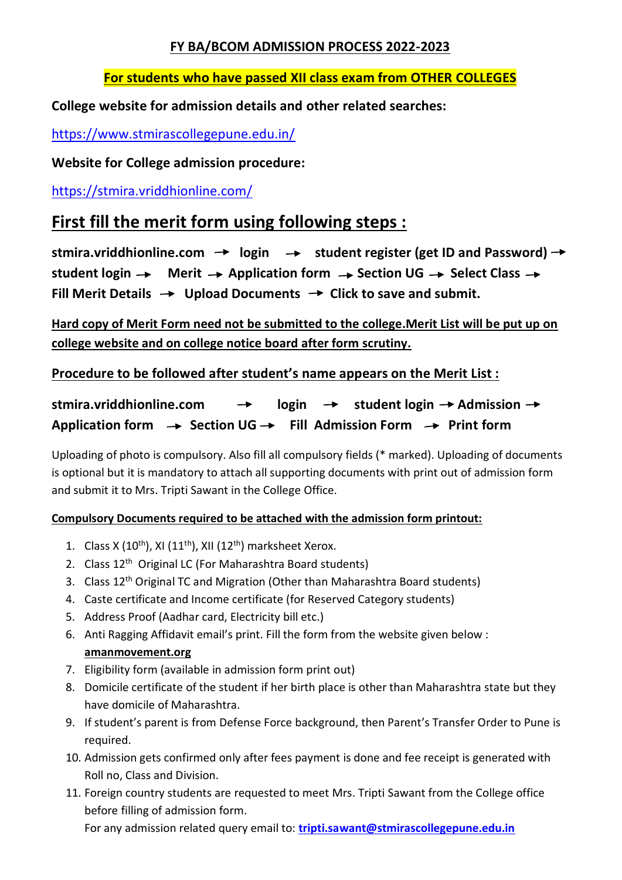## FY BA/BCOM ADMISSION PROCESS 2022-2023

**For students who have passed XII class exam from OTHER COLLEGES**

**College website for admission details and other related searches:**

https://www.stmirascollegepune.edu.in/

**Website for College admission procedure:**

https://stmira.vriddhionline.com/

# First fill the merit form using following steps :

**stmira.vriddhionline.com → login → student register (get ID and Password) → student login → Merit → Application form → Section UG → Select Class → Fill Merit Details → Upload Documents → Click to save and submit.**

**Hard copy of Merit Form need not be submitted to the college.Merit List will be put up on college website and on college notice board after form scrutiny.**

**Procedure to be followed after student's name appears on the Merit List :**

**stmira.vriddhionline.com → login → student login → Admission → Application form → Section UG → Fill Admission Form → Print form**

Uploading of photo is compulsory. Also fill all compulsory fields (* marked). Uploading of documents is optional but it is mandatory to attach all supporting documents with print out of admission form and submit it to Mrs. Tripti Sawant in the College Office.

**Compulsory Documents required to be attached with the admission form printout:**

1. Class X (10th), XI (11th), XII (12th) marksheet Xerox.
2. Class 12th Original LC (For Maharashtra Board students)
3. Class 12th Original TC and Migration (Other than Maharashtra Board students)
4. Caste certificate and Income certificate (for Reserved Category students)
5. Address Proof (Aadhar card, Electricity bill etc.)
6. Anti Ragging Affidavit email's print. Fill the form from the website given below : **amanmovement.org**
7. Eligibility form (available in admission form print out)
8. Domicile certificate of the student if her birth place is other than Maharashtra state but they have domicile of Maharashtra.
9. If student's parent is from Defense Force background, then Parent's Transfer Order to Pune is required.
10. Admission gets confirmed only after fees payment is done and fee receipt is generated with Roll no, Class and Division.
11. Foreign country students are requested to meet Mrs. Tripti Sawant from the College office before filling of admission form.
    For any admission related query email to: **tripti.sawant@stmirascollegepune.edu.in**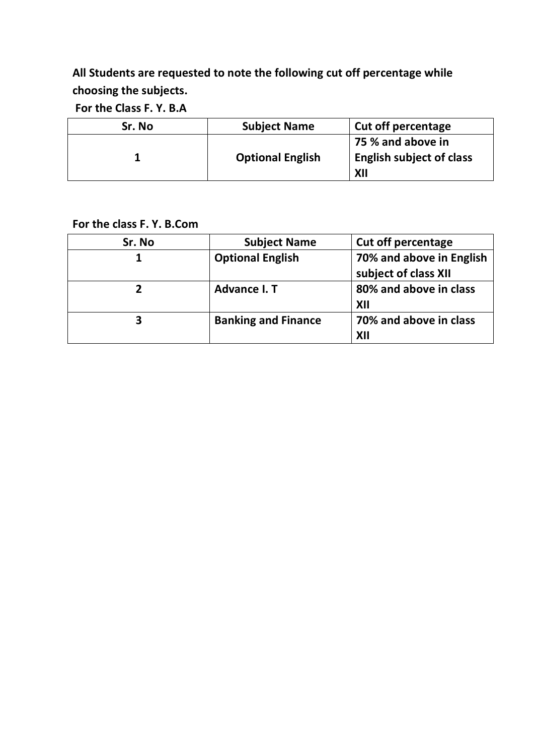**All Students are requested to note the following cut off percentage while choosing the subjects.**

**For the Class F. Y. B.A**

| Sr. No | Subject Name | Cut off percentage |
|---|---|---|
| 1 | Optional English | 75 % and above in English subject of class XII |

**For the class F. Y. B.Com**

| Sr. No | Subject Name | Cut off percentage |
|---|---|---|
| 1 | Optional English | 70% and above in English subject of class XII |
| 2 | Advance I. T | 80% and above in class XII |
| 3 | Banking and Finance | 70% and above in class XII |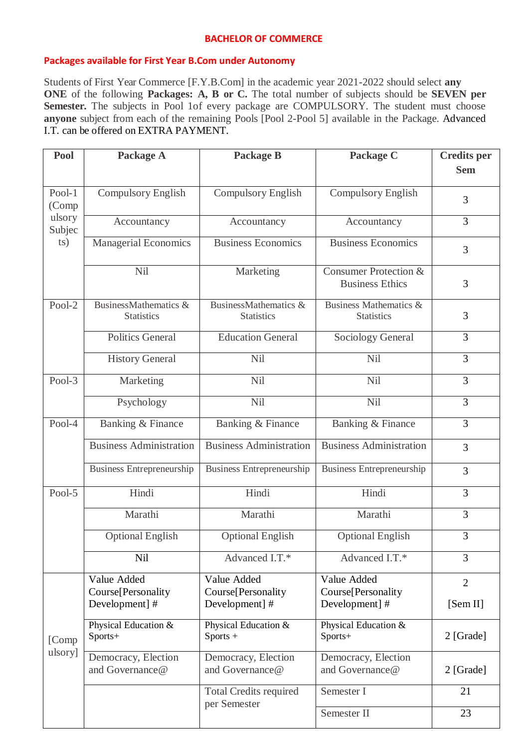## BACHELOR OF COMMERCE

### Packages available for First Year B.Com under Autonomy

Students of First Year Commerce [F.Y.B.Com] in the academic year 2021-2022 should select **any ONE** of the following **Packages: A, B or C.** The total number of subjects should be **SEVEN per Semester.** The subjects in Pool 1of every package are COMPULSORY. The student must choose **anyone** subject from each of the remaining Pools [Pool 2-Pool 5] available in the Package. Advanced I.T. can be offered on EXTRA PAYMENT.

| Pool | Package A | Package B | Package C | Credits per Sem |
|---|---|---|---|---|
| Pool-1 (Compulsory Subjects) | Compulsory English | Compulsory English | Compulsory English | 3 |
| | Accountancy | Accountancy | Accountancy | 3 |
| | Managerial Economics | Business Economics | Business Economics | 3 |
| | Nil | Marketing | Consumer Protection & Business Ethics | 3 |
| Pool-2 | BusinessMathematics & Statistics | BusinessMathematics & Statistics | Business Mathematics & Statistics | 3 |
| | Politics General | Education General | Sociology General | 3 |
| | History General | Nil | Nil | 3 |
| Pool-3 | Marketing | Nil | Nil | 3 |
| | Psychology | Nil | Nil | 3 |
| Pool-4 | Banking & Finance | Banking & Finance | Banking & Finance | 3 |
| | Business Administration | Business Administration | Business Administration | 3 |
| | Business Entrepreneurship | Business Entrepreneurship | Business Entrepreneurship | 3 |
| Pool-5 | Hindi | Hindi | Hindi | 3 |
| | Marathi | Marathi | Marathi | 3 |
| | Optional English | Optional English | Optional English | 3 |
| | Nil | Advanced I.T.* | Advanced I.T.* | 3 |
| [Compulsory] | Value Added Course[Personality Development] # | Value Added Course[Personality Development] # | Value Added Course[Personality Development] # | 2 [Sem II] |
| | Physical Education & Sports+ | Physical Education & Sports + | Physical Education & Sports+ | 2 [Grade] |
| | Democracy, Election and Governance@ | Democracy, Election and Governance@ | Democracy, Election and Governance@ | 2 [Grade] |
| | | Total Credits required per Semester | Semester I | 21 |
| | | | Semester II | 23 |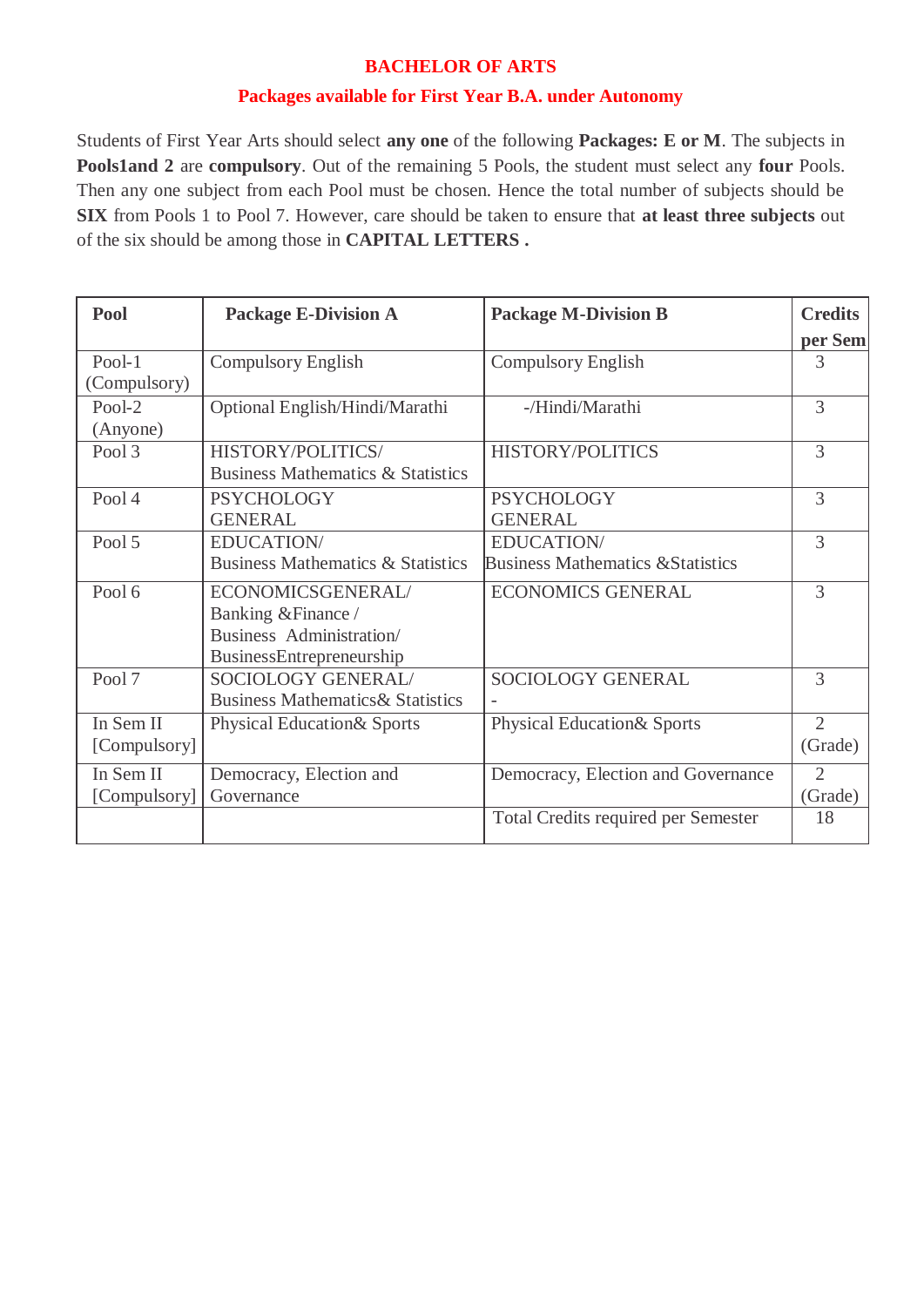# BACHELOR OF ARTS

## Packages available for First Year B.A. under Autonomy

Students of First Year Arts should select **any one** of the following **Packages: E or M**. The subjects in **Pools1and 2** are **compulsory**. Out of the remaining 5 Pools, the student must select any **four** Pools. Then any one subject from each Pool must be chosen. Hence the total number of subjects should be **SIX** from Pools 1 to Pool 7. However, care should be taken to ensure that **at least three subjects** out of the six should be among those in **CAPITAL LETTERS .**

| **Pool** | **Package E-Division A** | **Package M-Division B** | **Credits per Sem** |
|---|---|---|---|
| Pool-1 (Compulsory) | Compulsory English | Compulsory English | 3 |
| Pool-2 (Anyone) | Optional English/Hindi/Marathi | -/Hindi/Marathi | 3 |
| Pool 3 | HISTORY/POLITICS/ Business Mathematics & Statistics | HISTORY/POLITICS | 3 |
| Pool 4 | PSYCHOLOGY GENERAL | PSYCHOLOGY GENERAL | 3 |
| Pool 5 | EDUCATION/ Business Mathematics & Statistics | EDUCATION/ Business Mathematics &Statistics | 3 |
| Pool 6 | ECONOMICSGENERAL/ Banking &Finance / Business Administration/ BusinessEntrepreneurship | ECONOMICS GENERAL | 3 |
| Pool 7 | SOCIOLOGY GENERAL/ Business Mathematics& Statistics | SOCIOLOGY GENERAL - | 3 |
| In Sem II [Compulsory] | Physical Education& Sports | Physical Education& Sports | 2 (Grade) |
| In Sem II [Compulsory] | Democracy, Election and Governance | Democracy, Election and Governance | 2 (Grade) |
| | | Total Credits required per Semester | 18 |